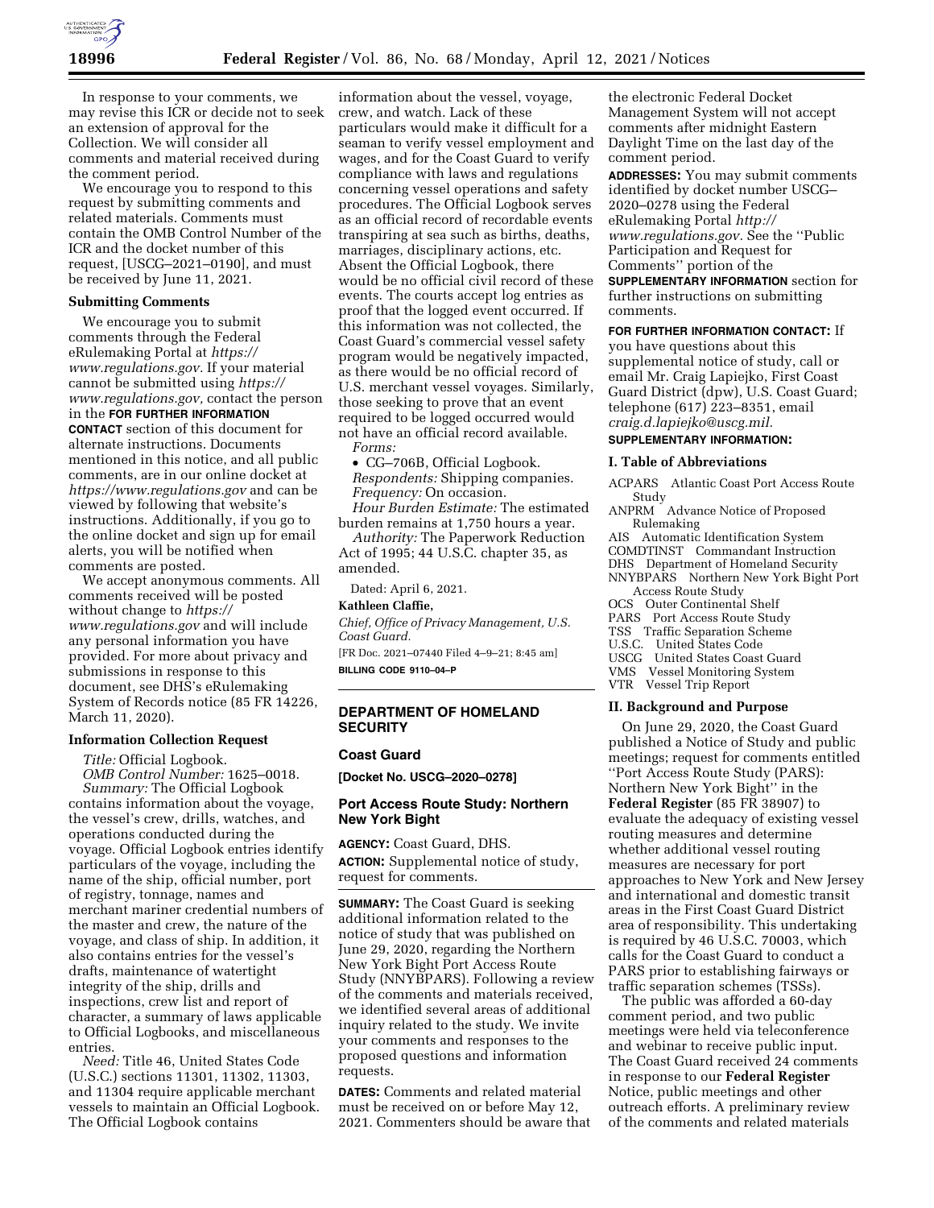In response to your comments, we may revise this ICR or decide not to seek an extension of approval for the Collection. We will consider all comments and material received during the comment period.

We encourage you to respond to this request by submitting comments and related materials. Comments must contain the OMB Control Number of the ICR and the docket number of this request, [USCG–2021–0190], and must be received by June 11, 2021.

### Submitting Comments

We encourage you to submit comments through the Federal eRulemaking Portal at *https://www.regulations.gov.* If your material cannot be submitted using *https://www.regulations.gov,* contact the person in the **FOR FURTHER INFORMATION CONTACT** section of this document for alternate instructions. Documents mentioned in this notice, and all public comments, are in our online docket at *https://www.regulations.gov* and can be viewed by following that website's instructions. Additionally, if you go to the online docket and sign up for email alerts, you will be notified when comments are posted.

We accept anonymous comments. All comments received will be posted without change to *https://www.regulations.gov* and will include any personal information you have provided. For more about privacy and submissions in response to this document, see DHS's eRulemaking System of Records notice (85 FR 14226, March 11, 2020).

### Information Collection Request

*Title:* Official Logbook.

*OMB Control Number:* 1625–0018.

*Summary:* The Official Logbook contains information about the voyage, the vessel's crew, drills, watches, and operations conducted during the voyage. Official Logbook entries identify particulars of the voyage, including the name of the ship, official number, port of registry, tonnage, names and merchant mariner credential numbers of the master and crew, the nature of the voyage, and class of ship. In addition, it also contains entries for the vessel's drafts, maintenance of watertight integrity of the ship, drills and inspections, crew list and report of character, a summary of laws applicable to Official Logbooks, and miscellaneous entries.

*Need:* Title 46, United States Code (U.S.C.) sections 11301, 11302, 11303, and 11304 require applicable merchant vessels to maintain an Official Logbook. The Official Logbook contains information about the vessel, voyage, crew, and watch. Lack of these particulars would make it difficult for a seaman to verify vessel employment and wages, and for the Coast Guard to verify compliance with laws and regulations concerning vessel operations and safety procedures. The Official Logbook serves as an official record of recordable events transpiring at sea such as births, deaths, marriages, disciplinary actions, etc. Absent the Official Logbook, there would be no official civil record of these events. The courts accept log entries as proof that the logged event occurred. If this information was not collected, the Coast Guard's commercial vessel safety program would be negatively impacted, as there would be no official record of U.S. merchant vessel voyages. Similarly, those seeking to prove that an event required to be logged occurred would not have an official record available.

*Forms:*

- CG–706B, Official Logbook.

*Respondents:* Shipping companies.

*Frequency:* On occasion.

*Hour Burden Estimate:* The estimated burden remains at 1,750 hours a year.

*Authority:* The Paperwork Reduction Act of 1995; 44 U.S.C. chapter 35, as amended.

Dated: April 6, 2021.

**Kathleen Claffie,**

*Chief, Office of Privacy Management, U.S. Coast Guard.*

[FR Doc. 2021–07440 Filed 4–9–21; 8:45 am]

**BILLING CODE 9110–04–P**

## DEPARTMENT OF HOMELAND SECURITY

### Coast Guard

**[Docket No. USCG–2020–0278]**

### Port Access Route Study: Northern New York Bight

**AGENCY:** Coast Guard, DHS.

**ACTION:** Supplemental notice of study, request for comments.

**SUMMARY:** The Coast Guard is seeking additional information related to the notice of study that was published on June 29, 2020, regarding the Northern New York Bight Port Access Route Study (NNYBPARS). Following a review of the comments and materials received, we identified several areas of additional inquiry related to the study. We invite your comments and responses to the proposed questions and information requests.

**DATES:** Comments and related material must be received on or before May 12, 2021. Commenters should be aware that the electronic Federal Docket Management System will not accept comments after midnight Eastern Daylight Time on the last day of the comment period.

**ADDRESSES:** You may submit comments identified by docket number USCG–2020–0278 using the Federal eRulemaking Portal *http://www.regulations.gov.* See the ''Public Participation and Request for Comments'' portion of the **SUPPLEMENTARY INFORMATION** section for further instructions on submitting comments.

**FOR FURTHER INFORMATION CONTACT:** If you have questions about this supplemental notice of study, call or email Mr. Craig Lapiejko, First Coast Guard District (dpw), U.S. Coast Guard; telephone (617) 223–8351, email *craig.d.lapiejko@uscg.mil.*

**SUPPLEMENTARY INFORMATION:**

### I. Table of Abbreviations

ACPARS Atlantic Coast Port Access Route Study
ANPRM Advance Notice of Proposed Rulemaking
AIS Automatic Identification System
COMDTINST Commandant Instruction
DHS Department of Homeland Security
NNYBPARS Northern New York Bight Port Access Route Study
OCS Outer Continental Shelf
PARS Port Access Route Study
TSS Traffic Separation Scheme
U.S.C. United States Code
USCG United States Coast Guard
VMS Vessel Monitoring System
VTR Vessel Trip Report

### II. Background and Purpose

On June 29, 2020, the Coast Guard published a Notice of Study and public meetings; request for comments entitled ''Port Access Route Study (PARS): Northern New York Bight'' in the **Federal Register** (85 FR 38907) to evaluate the adequacy of existing vessel routing measures and determine whether additional vessel routing measures are necessary for port approaches to New York and New Jersey and international and domestic transit areas in the First Coast Guard District area of responsibility. This undertaking is required by 46 U.S.C. 70003, which calls for the Coast Guard to conduct a PARS prior to establishing fairways or traffic separation schemes (TSSs).

The public was afforded a 60-day comment period, and two public meetings were held via teleconference and webinar to receive public input. The Coast Guard received 24 comments in response to our **Federal Register** Notice, public meetings and other outreach efforts. A preliminary review of the comments and related materials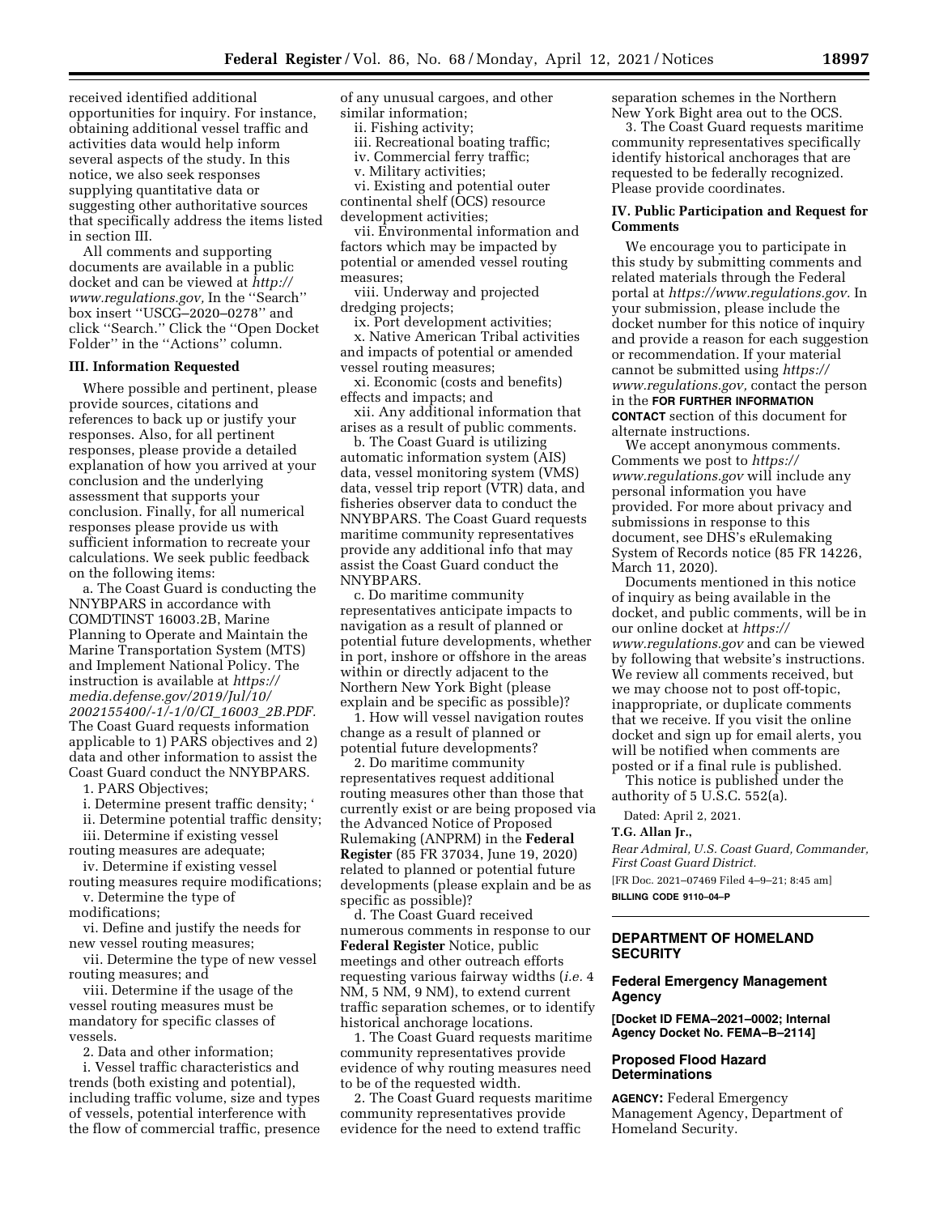received identified additional opportunities for inquiry. For instance, obtaining additional vessel traffic and activities data would help inform several aspects of the study. In this notice, we also seek responses supplying quantitative data or suggesting other authoritative sources that specifically address the items listed in section III.

All comments and supporting documents are available in a public docket and can be viewed at *http://www.regulations.gov,* In the ''Search'' box insert ''USCG–2020–0278'' and click ''Search.'' Click the ''Open Docket Folder'' in the ''Actions'' column.

## III. Information Requested

Where possible and pertinent, please provide sources, citations and references to back up or justify your responses. Also, for all pertinent responses, please provide a detailed explanation of how you arrived at your conclusion and the underlying assessment that supports your conclusion. Finally, for all numerical responses please provide us with sufficient information to recreate your calculations. We seek public feedback on the following items:

a. The Coast Guard is conducting the NNYBPARS in accordance with COMDTINST 16003.2B, Marine Planning to Operate and Maintain the Marine Transportation System (MTS) and Implement National Policy. The instruction is available at *https://media.defense.gov/2019/Jul/10/2002155400/-1/-1/0/CI_16003_2B.PDF.* The Coast Guard requests information applicable to 1) PARS objectives and 2) data and other information to assist the Coast Guard conduct the NNYBPARS.

1. PARS Objectives;

i. Determine present traffic density; '

ii. Determine potential traffic density;

iii. Determine if existing vessel routing measures are adequate;

iv. Determine if existing vessel routing measures require modifications;

v. Determine the type of modifications;

vi. Define and justify the needs for new vessel routing measures;

vii. Determine the type of new vessel routing measures; and

viii. Determine if the usage of the vessel routing measures must be mandatory for specific classes of vessels.

2. Data and other information;

i. Vessel traffic characteristics and trends (both existing and potential), including traffic volume, size and types of vessels, potential interference with the flow of commercial traffic, presence of any unusual cargoes, and other similar information;

ii. Fishing activity;

iii. Recreational boating traffic;

iv. Commercial ferry traffic;

v. Military activities;

vi. Existing and potential outer continental shelf (OCS) resource development activities;

vii. Environmental information and factors which may be impacted by potential or amended vessel routing measures;

viii. Underway and projected dredging projects;

ix. Port development activities;

x. Native American Tribal activities and impacts of potential or amended vessel routing measures;

xi. Economic (costs and benefits) effects and impacts; and

xii. Any additional information that arises as a result of public comments.

b. The Coast Guard is utilizing automatic information system (AIS) data, vessel monitoring system (VMS) data, vessel trip report (VTR) data, and fisheries observer data to conduct the NNYBPARS. The Coast Guard requests maritime community representatives provide any additional info that may assist the Coast Guard conduct the NNYBPARS.

c. Do maritime community representatives anticipate impacts to navigation as a result of planned or potential future developments, whether in port, inshore or offshore in the areas within or directly adjacent to the Northern New York Bight (please explain and be specific as possible)?

1. How will vessel navigation routes change as a result of planned or potential future developments?

2. Do maritime community representatives request additional routing measures other than those that currently exist or are being proposed via the Advanced Notice of Proposed Rulemaking (ANPRM) in the **Federal Register** (85 FR 37034, June 19, 2020) related to planned or potential future developments (please explain and be as specific as possible)?

d. The Coast Guard received numerous comments in response to our **Federal Register** Notice, public meetings and other outreach efforts requesting various fairway widths (*i.e.* 4 NM, 5 NM, 9 NM), to extend current traffic separation schemes, or to identify historical anchorage locations.

1. The Coast Guard requests maritime community representatives provide evidence of why routing measures need to be of the requested width.

2. The Coast Guard requests maritime community representatives provide evidence for the need to extend traffic separation schemes in the Northern New York Bight area out to the OCS.

3. The Coast Guard requests maritime community representatives specifically identify historical anchorages that are requested to be federally recognized. Please provide coordinates.

## IV. Public Participation and Request for Comments

We encourage you to participate in this study by submitting comments and related materials through the Federal portal at *https://www.regulations.gov.* In your submission, please include the docket number for this notice of inquiry and provide a reason for each suggestion or recommendation. If your material cannot be submitted using *https://www.regulations.gov,* contact the person in the **FOR FURTHER INFORMATION CONTACT** section of this document for alternate instructions.

We accept anonymous comments. Comments we post to *https://www.regulations.gov* will include any personal information you have provided. For more about privacy and submissions in response to this document, see DHS's eRulemaking System of Records notice (85 FR 14226, March 11, 2020).

Documents mentioned in this notice of inquiry as being available in the docket, and public comments, will be in our online docket at *https://www.regulations.gov* and can be viewed by following that website's instructions. We review all comments received, but we may choose not to post off-topic, inappropriate, or duplicate comments that we receive. If you visit the online docket and sign up for email alerts, you will be notified when comments are posted or if a final rule is published.

This notice is published under the authority of 5 U.S.C. 552(a).

Dated: April 2, 2021.

**T.G. Allan Jr.,**

*Rear Admiral, U.S. Coast Guard, Commander, First Coast Guard District.*

[FR Doc. 2021–07469 Filed 4–9–21; 8:45 am]

**BILLING CODE 9110–04–P**

---

## DEPARTMENT OF HOMELAND SECURITY

### Federal Emergency Management Agency

**[Docket ID FEMA–2021–0002; Internal Agency Docket No. FEMA–B–2114]**

### Proposed Flood Hazard Determinations

**AGENCY:** Federal Emergency Management Agency, Department of Homeland Security.